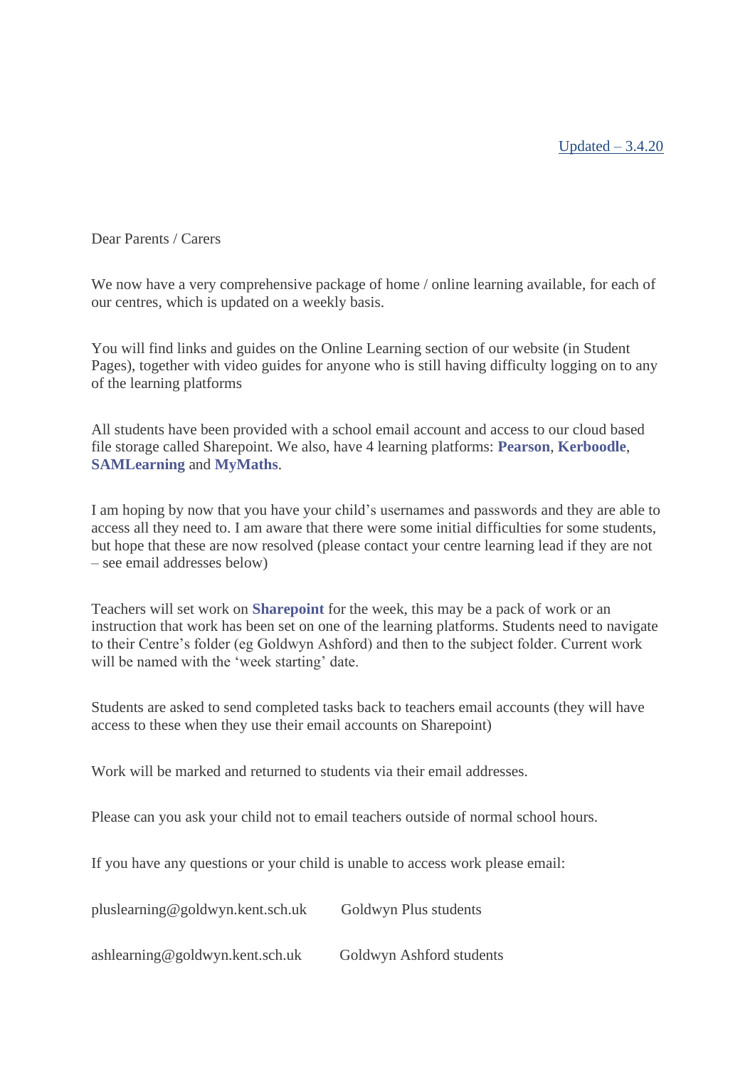Updated – 3.4.20

Dear Parents / Carers

We now have a very comprehensive package of home / online learning available, for each of our centres, which is updated on a weekly basis.

You will find links and guides on the Online Learning section of our website (in Student Pages), together with video guides for anyone who is still having difficulty logging on to any of the learning platforms

All students have been provided with a school email account and access to our cloud based file storage called Sharepoint. We also, have 4 learning platforms: **Pearson**, **Kerboodle**, **SAMLearning** and **MyMaths**.

I am hoping by now that you have your child's usernames and passwords and they are able to access all they need to. I am aware that there were some initial difficulties for some students, but hope that these are now resolved (please contact your centre learning lead if they are not – see email addresses below)

Teachers will set work on **Sharepoint** for the week, this may be a pack of work or an instruction that work has been set on one of the learning platforms. Students need to navigate to their Centre's folder (eg Goldwyn Ashford) and then to the subject folder. Current work will be named with the 'week starting' date.

Students are asked to send completed tasks back to teachers email accounts (they will have access to these when they use their email accounts on Sharepoint)

Work will be marked and returned to students via their email addresses.

Please can you ask your child not to email teachers outside of normal school hours.

If you have any questions or your child is unable to access work please email:

pluslearning@goldwyn.kent.sch.uk Goldwyn Plus students

ashlearning@goldwyn.kent.sch.uk Goldwyn Ashford students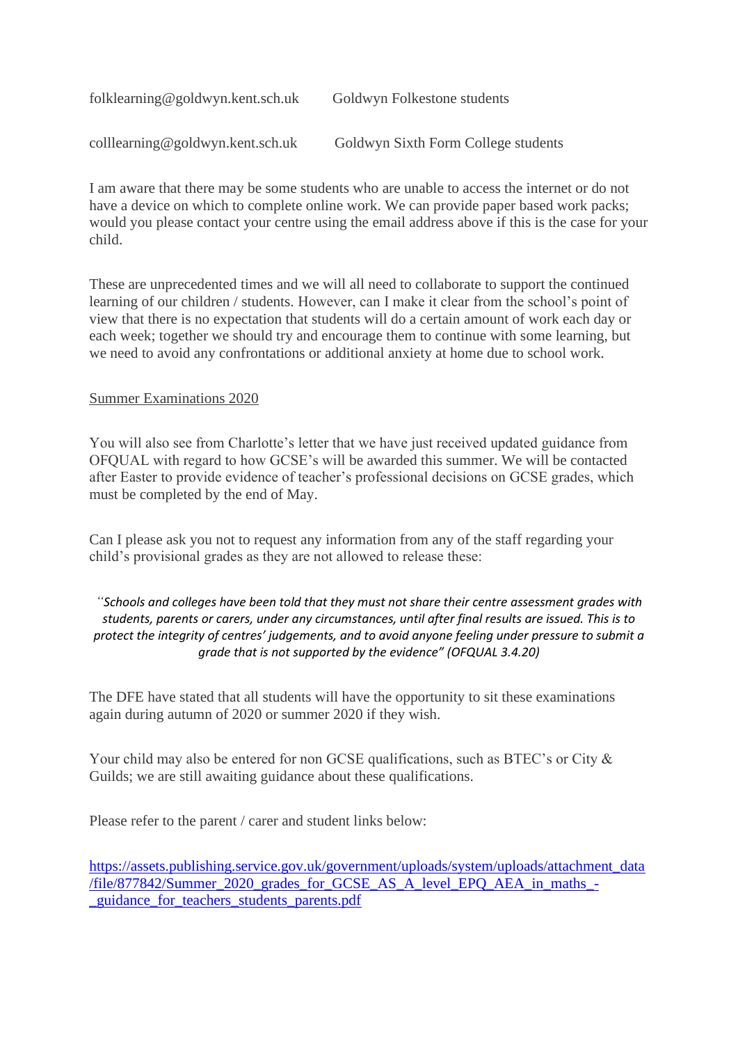folklearning@goldwyn.kent.sch.uk Goldwyn Folkestone students

colllearning@goldwyn.kent.sch.uk Goldwyn Sixth Form College students

I am aware that there may be some students who are unable to access the internet or do not have a device on which to complete online work. We can provide paper based work packs; would you please contact your centre using the email address above if this is the case for your child.

These are unprecedented times and we will all need to collaborate to support the continued learning of our children / students. However, can I make it clear from the school's point of view that there is no expectation that students will do a certain amount of work each day or each week; together we should try and encourage them to continue with some learning, but we need to avoid any confrontations or additional anxiety at home due to school work.

Summer Examinations 2020

You will also see from Charlotte's letter that we have just received updated guidance from OFQUAL with regard to how GCSE's will be awarded this summer. We will be contacted after Easter to provide evidence of teacher's professional decisions on GCSE grades, which must be completed by the end of May.

Can I please ask you not to request any information from any of the staff regarding your child's provisional grades as they are not allowed to release these:

> *"Schools and colleges have been told that they must not share their centre assessment grades with students, parents or carers, under any circumstances, until after final results are issued. This is to protect the integrity of centres' judgements, and to avoid anyone feeling under pressure to submit a grade that is not supported by the evidence" (OFQUAL 3.4.20)*

The DFE have stated that all students will have the opportunity to sit these examinations again during autumn of 2020 or summer 2020 if they wish.

Your child may also be entered for non GCSE qualifications, such as BTEC's or City & Guilds; we are still awaiting guidance about these qualifications.

Please refer to the parent / carer and student links below:

https://assets.publishing.service.gov.uk/government/uploads/system/uploads/attachment_data/file/877842/Summer_2020_grades_for_GCSE_AS_A_level_EPQ_AEA_in_maths_-_guidance_for_teachers_students_parents.pdf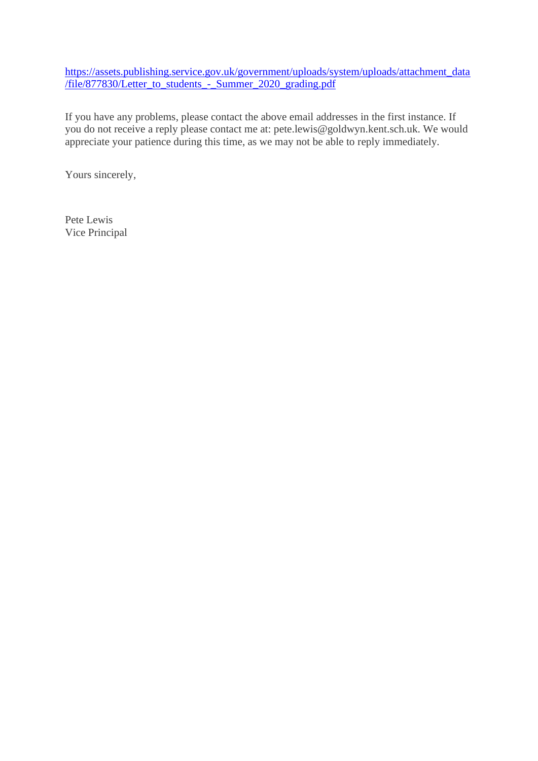https://assets.publishing.service.gov.uk/government/uploads/system/uploads/attachment_data/file/877830/Letter_to_students_-_Summer_2020_grading.pdf

If you have any problems, please contact the above email addresses in the first instance. If you do not receive a reply please contact me at: pete.lewis@goldwyn.kent.sch.uk. We would appreciate your patience during this time, as we may not be able to reply immediately.

Yours sincerely,

Pete Lewis
Vice Principal